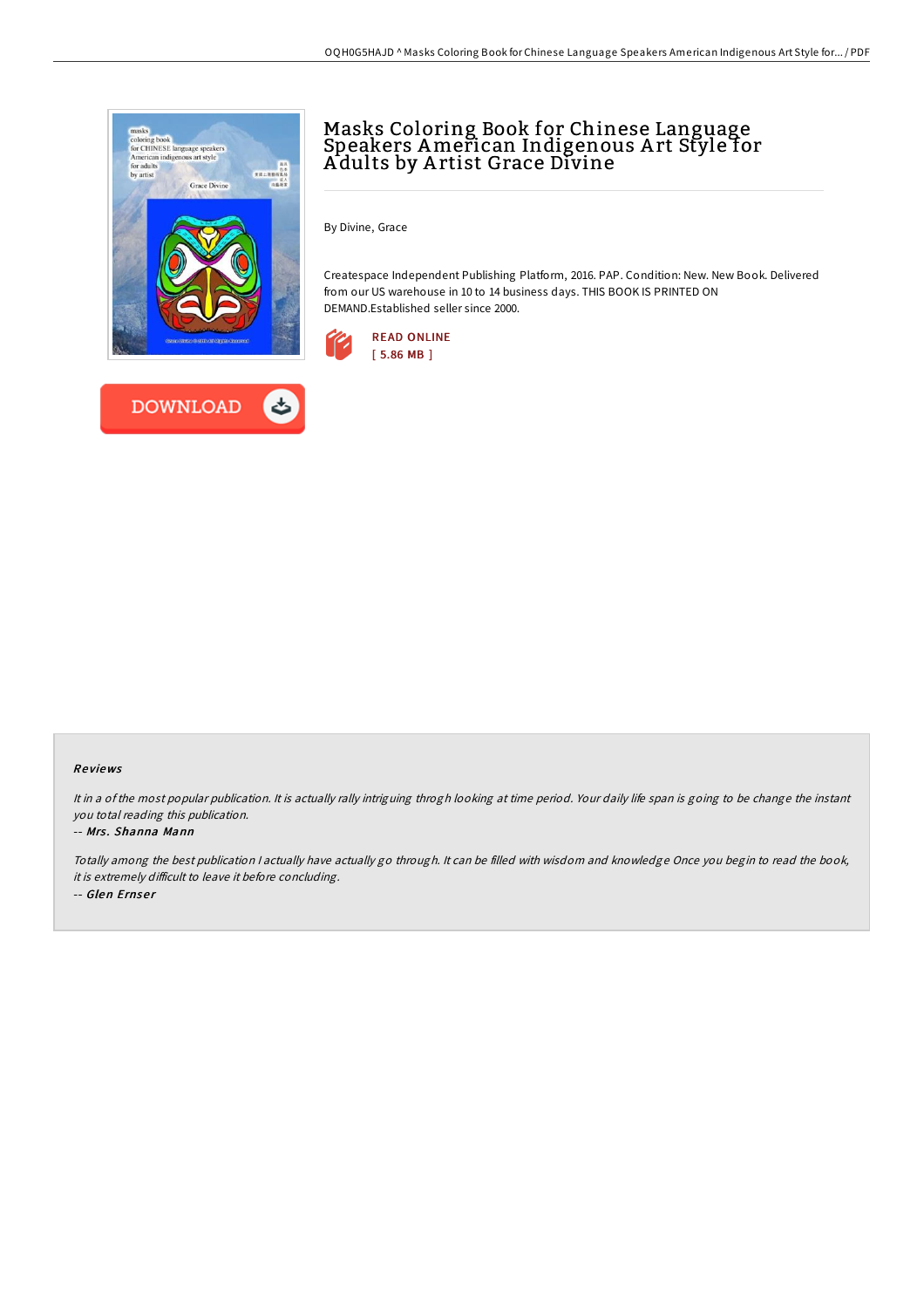# Masks Coloring Book for Chinese Language Speakers American Indigenous Art Style for Adults by Artist Grace Divine

By Divine, Grace

Createspace Independent Publishing Platform, 2016. PAP. Condition: New. New Book. Delivered from our US warehouse in 10 to 14 business days. THIS BOOK IS PRINTED ON DEMAND.Established seller since 2000.

READ ONLINE
[ 5.86 MB ]

DOWNLOAD

## Reviews

*It in a of the most popular publication. It is actually rally intriguing throgh looking at time period. Your daily life span is going to be change the instant you total reading this publication.*

-- *Mrs. Shanna Mann*

*Totally among the best publication I actually have actually go through. It can be filled with wisdom and knowledge Once you begin to read the book, it is extremely difficult to leave it before concluding.*

-- *Glen Ernser*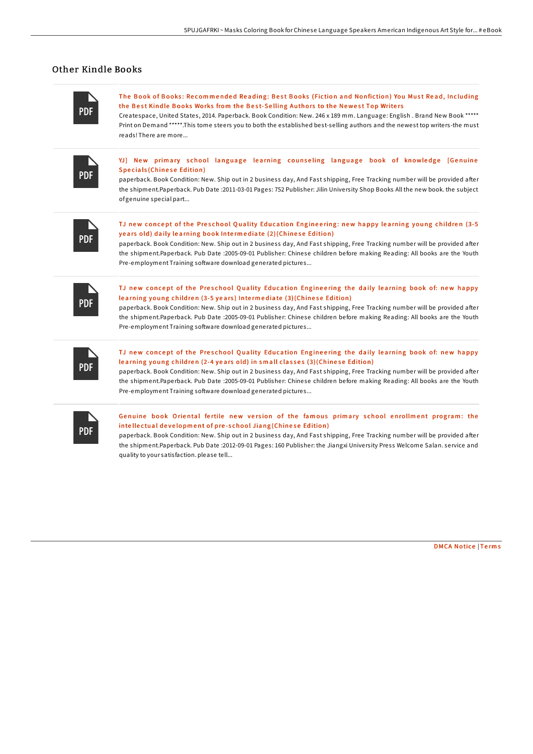## Other Kindle Books

**The Book of Books: Recommended Reading: Best Books (Fiction and Nonfiction) You Must Read, Including the Best Kindle Books Works from the Best-Selling Authors to the Newest Top Writers**

Createspace, United States, 2014. Paperback. Book Condition: New. 246 x 189 mm. Language: English . Brand New Book ***** Print on Demand *****.This tome steers you to both the established best-selling authors and the newest top writers-the must reads! There are more...

**YJ] New primary school language learning counseling language book of knowledge [Genuine Specials(Chinese Edition)**

paperback. Book Condition: New. Ship out in 2 business day, And Fast shipping, Free Tracking number will be provided after the shipment.Paperback. Pub Date :2011-03-01 Pages: 752 Publisher: Jilin University Shop Books All the new book. the subject of genuine special part...

**TJ new concept of the Preschool Quality Education Engineering: new happy learning young children (3-5 years old) daily learning book Intermediate (2)(Chinese Edition)**

paperback. Book Condition: New. Ship out in 2 business day, And Fast shipping, Free Tracking number will be provided after the shipment.Paperback. Pub Date :2005-09-01 Publisher: Chinese children before making Reading: All books are the Youth Pre-employment Training software download generated pictures...

**TJ new concept of the Preschool Quality Education Engineering the daily learning book of: new happy learning young children (3-5 years) Intermediate (3)(Chinese Edition)**

paperback. Book Condition: New. Ship out in 2 business day, And Fast shipping, Free Tracking number will be provided after the shipment.Paperback. Pub Date :2005-09-01 Publisher: Chinese children before making Reading: All books are the Youth Pre-employment Training software download generated pictures...

**TJ new concept of the Preschool Quality Education Engineering the daily learning book of: new happy learning young children (2-4 years old) in small classes (3)(Chinese Edition)**

paperback. Book Condition: New. Ship out in 2 business day, And Fast shipping, Free Tracking number will be provided after the shipment.Paperback. Pub Date :2005-09-01 Publisher: Chinese children before making Reading: All books are the Youth Pre-employment Training software download generated pictures...

**Genuine book Oriental fertile new version of the famous primary school enrollment program: the intellectual development of pre-school Jiang(Chinese Edition)**

paperback. Book Condition: New. Ship out in 2 business day, And Fast shipping, Free Tracking number will be provided after the shipment.Paperback. Pub Date :2012-09-01 Pages: 160 Publisher: the Jiangxi University Press Welcome Salan. service and quality to your satisfaction. please tell...